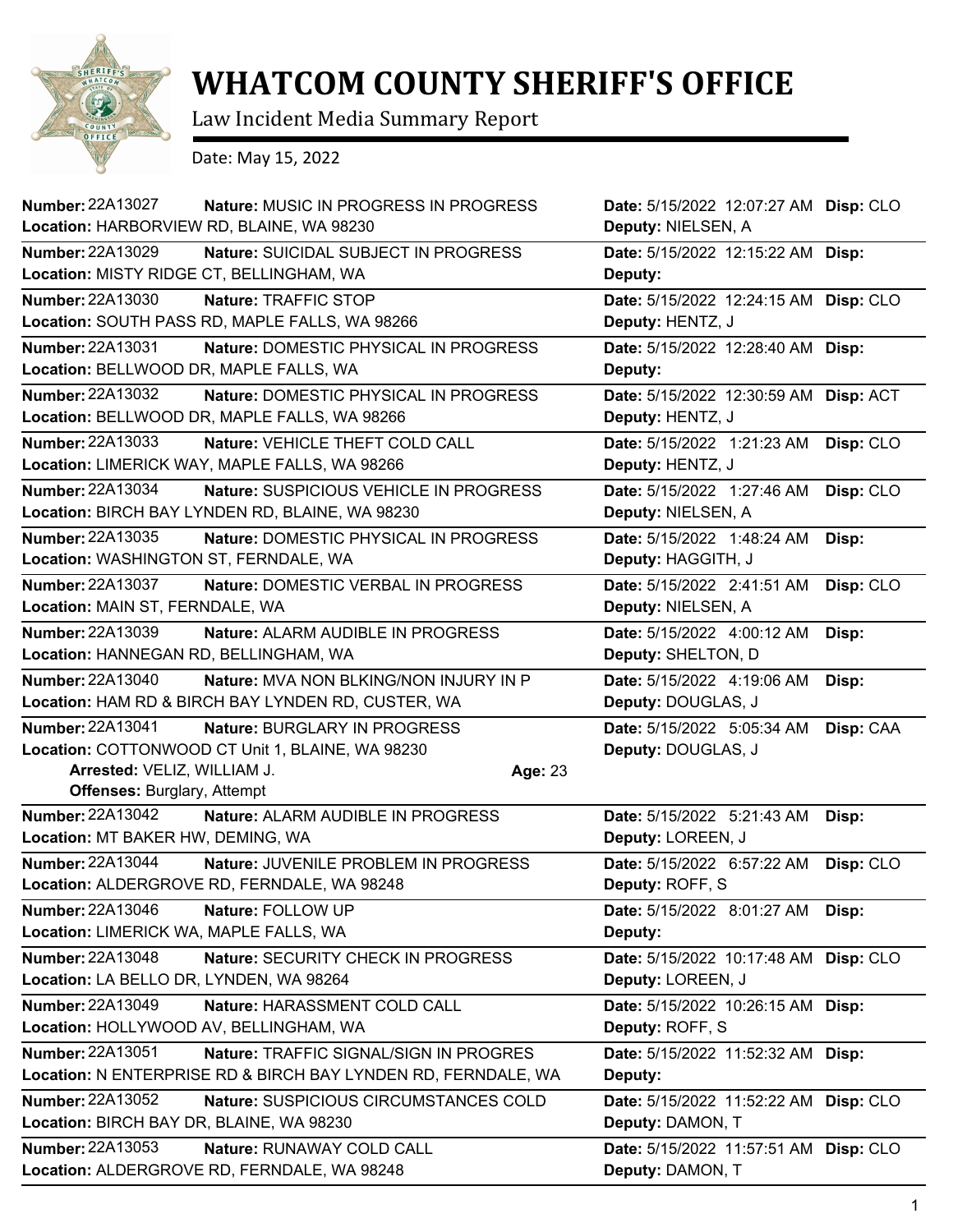# WHATCOM COUNTY SHERIFF'S OFFICE

Law Incident Media Summary Report

Date: May 15, 2022

**Number:** 22A13027 **Nature:** MUSIC IN PROGRESS IN PROGRESS **Date:** 5/15/2022 12:07:27 AM **Disp:** CLO
**Location:** HARBORVIEW RD, BLAINE, WA 98230 **Deputy:** NIELSEN, A

---

**Number:** 22A13029 **Nature:** SUICIDAL SUBJECT IN PROGRESS **Date:** 5/15/2022 12:15:22 AM **Disp:**
**Location:** MISTY RIDGE CT, BELLINGHAM, WA **Deputy:**

---

**Number:** 22A13030 **Nature:** TRAFFIC STOP **Date:** 5/15/2022 12:24:15 AM **Disp:** CLO
**Location:** SOUTH PASS RD, MAPLE FALLS, WA 98266 **Deputy:** HENTZ, J

---

**Number:** 22A13031 **Nature:** DOMESTIC PHYSICAL IN PROGRESS **Date:** 5/15/2022 12:28:40 AM **Disp:**
**Location:** BELLWOOD DR, MAPLE FALLS, WA **Deputy:**

---

**Number:** 22A13032 **Nature:** DOMESTIC PHYSICAL IN PROGRESS **Date:** 5/15/2022 12:30:59 AM **Disp:** ACT
**Location:** BELLWOOD DR, MAPLE FALLS, WA 98266 **Deputy:** HENTZ, J

---

**Number:** 22A13033 **Nature:** VEHICLE THEFT COLD CALL **Date:** 5/15/2022 1:21:23 AM **Disp:** CLO
**Location:** LIMERICK WAY, MAPLE FALLS, WA 98266 **Deputy:** HENTZ, J

---

**Number:** 22A13034 **Nature:** SUSPICIOUS VEHICLE IN PROGRESS **Date:** 5/15/2022 1:27:46 AM **Disp:** CLO
**Location:** BIRCH BAY LYNDEN RD, BLAINE, WA 98230 **Deputy:** NIELSEN, A

---

**Number:** 22A13035 **Nature:** DOMESTIC PHYSICAL IN PROGRESS **Date:** 5/15/2022 1:48:24 AM **Disp:**
**Location:** WASHINGTON ST, FERNDALE, WA **Deputy:** HAGGITH, J

---

**Number:** 22A13037 **Nature:** DOMESTIC VERBAL IN PROGRESS **Date:** 5/15/2022 2:41:51 AM **Disp:** CLO
**Location:** MAIN ST, FERNDALE, WA **Deputy:** NIELSEN, A

---

**Number:** 22A13039 **Nature:** ALARM AUDIBLE IN PROGRESS **Date:** 5/15/2022 4:00:12 AM **Disp:**
**Location:** HANNEGAN RD, BELLINGHAM, WA **Deputy:** SHELTON, D

---

**Number:** 22A13040 **Nature:** MVA NON BLKING/NON INJURY IN P **Date:** 5/15/2022 4:19:06 AM **Disp:**
**Location:** HAM RD & BIRCH BAY LYNDEN RD, CUSTER, WA **Deputy:** DOUGLAS, J

---

**Number:** 22A13041 **Nature:** BURGLARY IN PROGRESS **Date:** 5/15/2022 5:05:34 AM **Disp:** CAA
**Location:** COTTONWOOD CT Unit 1, BLAINE, WA 98230 **Deputy:** DOUGLAS, J
**Arrested:** VELIZ, WILLIAM J. **Age:** 23
**Offenses:** Burglary, Attempt

---

**Number:** 22A13042 **Nature:** ALARM AUDIBLE IN PROGRESS **Date:** 5/15/2022 5:21:43 AM **Disp:**
**Location:** MT BAKER HW, DEMING, WA **Deputy:** LOREEN, J

---

**Number:** 22A13044 **Nature:** JUVENILE PROBLEM IN PROGRESS **Date:** 5/15/2022 6:57:22 AM **Disp:** CLO
**Location:** ALDERGROVE RD, FERNDALE, WA 98248 **Deputy:** ROFF, S

---

**Number:** 22A13046 **Nature:** FOLLOW UP **Date:** 5/15/2022 8:01:27 AM **Disp:**
**Location:** LIMERICK WA, MAPLE FALLS, WA **Deputy:**

---

**Number:** 22A13048 **Nature:** SECURITY CHECK IN PROGRESS **Date:** 5/15/2022 10:17:48 AM **Disp:** CLO
**Location:** LA BELLO DR, LYNDEN, WA 98264 **Deputy:** LOREEN, J

---

**Number:** 22A13049 **Nature:** HARASSMENT COLD CALL **Date:** 5/15/2022 10:26:15 AM **Disp:**
**Location:** HOLLYWOOD AV, BELLINGHAM, WA **Deputy:** ROFF, S

---

**Number:** 22A13051 **Nature:** TRAFFIC SIGNAL/SIGN IN PROGRES **Date:** 5/15/2022 11:52:32 AM **Disp:**
**Location:** N ENTERPRISE RD & BIRCH BAY LYNDEN RD, FERNDALE, WA **Deputy:**

---

**Number:** 22A13052 **Nature:** SUSPICIOUS CIRCUMSTANCES COLD **Date:** 5/15/2022 11:52:22 AM **Disp:** CLO
**Location:** BIRCH BAY DR, BLAINE, WA 98230 **Deputy:** DAMON, T

---

**Number:** 22A13053 **Nature:** RUNAWAY COLD CALL **Date:** 5/15/2022 11:57:51 AM **Disp:** CLO
**Location:** ALDERGROVE RD, FERNDALE, WA 98248 **Deputy:** DAMON, T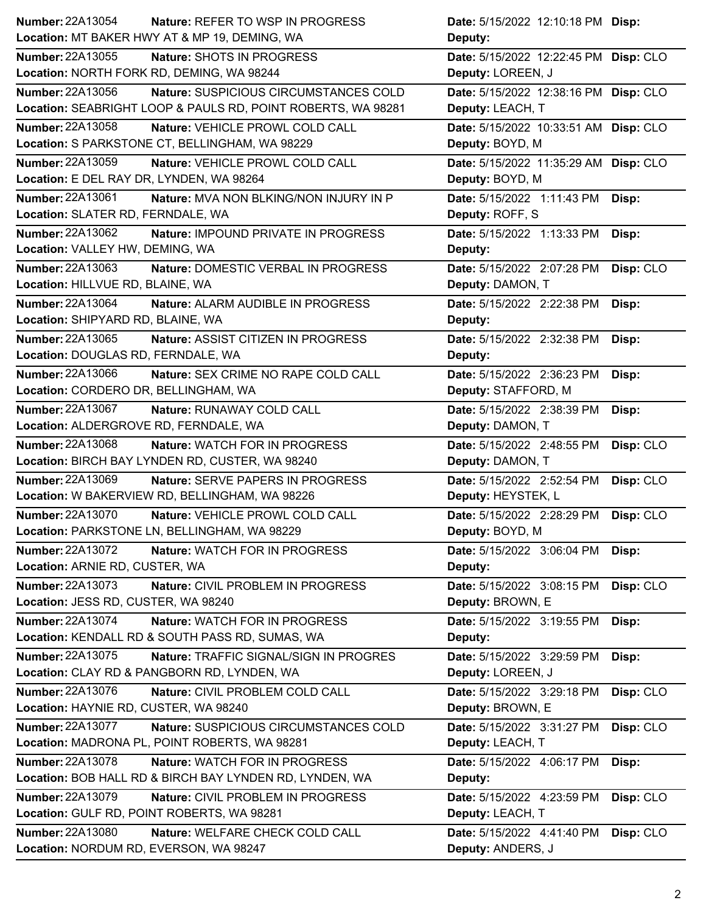**Number:** 22A13054 **Nature:** REFER TO WSP IN PROGRESS **Date:** 5/15/2022 12:10:18 PM **Disp:**
**Location:** MT BAKER HWY AT & MP 19, DEMING, WA **Deputy:**

**Number:** 22A13055 **Nature:** SHOTS IN PROGRESS **Date:** 5/15/2022 12:22:45 PM **Disp:** CLO
**Location:** NORTH FORK RD, DEMING, WA 98244 **Deputy:** LOREEN, J

**Number:** 22A13056 **Nature:** SUSPICIOUS CIRCUMSTANCES COLD **Date:** 5/15/2022 12:38:16 PM **Disp:** CLO
**Location:** SEABRIGHT LOOP & PAULS RD, POINT ROBERTS, WA 98281 **Deputy:** LEACH, T

**Number:** 22A13058 **Nature:** VEHICLE PROWL COLD CALL **Date:** 5/15/2022 10:33:51 AM **Disp:** CLO
**Location:** S PARKSTONE CT, BELLINGHAM, WA 98229 **Deputy:** BOYD, M

**Number:** 22A13059 **Nature:** VEHICLE PROWL COLD CALL **Date:** 5/15/2022 11:35:29 AM **Disp:** CLO
**Location:** E DEL RAY DR, LYNDEN, WA 98264 **Deputy:** BOYD, M

**Number:** 22A13061 **Nature:** MVA NON BLKING/NON INJURY IN P **Date:** 5/15/2022 1:11:43 PM **Disp:**
**Location:** SLATER RD, FERNDALE, WA **Deputy:** ROFF, S

**Number:** 22A13062 **Nature:** IMPOUND PRIVATE IN PROGRESS **Date:** 5/15/2022 1:13:33 PM **Disp:**
**Location:** VALLEY HW, DEMING, WA **Deputy:**

**Number:** 22A13063 **Nature:** DOMESTIC VERBAL IN PROGRESS **Date:** 5/15/2022 2:07:28 PM **Disp:** CLO
**Location:** HILLVUE RD, BLAINE, WA **Deputy:** DAMON, T

**Number:** 22A13064 **Nature:** ALARM AUDIBLE IN PROGRESS **Date:** 5/15/2022 2:22:38 PM **Disp:**
**Location:** SHIPYARD RD, BLAINE, WA **Deputy:**

**Number:** 22A13065 **Nature:** ASSIST CITIZEN IN PROGRESS **Date:** 5/15/2022 2:32:38 PM **Disp:**
**Location:** DOUGLAS RD, FERNDALE, WA **Deputy:**

**Number:** 22A13066 **Nature:** SEX CRIME NO RAPE COLD CALL **Date:** 5/15/2022 2:36:23 PM **Disp:**
**Location:** CORDERO DR, BELLINGHAM, WA **Deputy:** STAFFORD, M

**Number:** 22A13067 **Nature:** RUNAWAY COLD CALL **Date:** 5/15/2022 2:38:39 PM **Disp:**
**Location:** ALDERGROVE RD, FERNDALE, WA **Deputy:** DAMON, T

**Number:** 22A13068 **Nature:** WATCH FOR IN PROGRESS **Date:** 5/15/2022 2:48:55 PM **Disp:** CLO
**Location:** BIRCH BAY LYNDEN RD, CUSTER, WA 98240 **Deputy:** DAMON, T

**Number:** 22A13069 **Nature:** SERVE PAPERS IN PROGRESS **Date:** 5/15/2022 2:52:54 PM **Disp:** CLO
**Location:** W BAKERVIEW RD, BELLINGHAM, WA 98226 **Deputy:** HEYSTEK, L

**Number:** 22A13070 **Nature:** VEHICLE PROWL COLD CALL **Date:** 5/15/2022 2:28:29 PM **Disp:** CLO
**Location:** PARKSTONE LN, BELLINGHAM, WA 98229 **Deputy:** BOYD, M

**Number:** 22A13072 **Nature:** WATCH FOR IN PROGRESS **Date:** 5/15/2022 3:06:04 PM **Disp:**
**Location:** ARNIE RD, CUSTER, WA **Deputy:**

**Number:** 22A13073 **Nature:** CIVIL PROBLEM IN PROGRESS **Date:** 5/15/2022 3:08:15 PM **Disp:** CLO
**Location:** JESS RD, CUSTER, WA 98240 **Deputy:** BROWN, E

**Number:** 22A13074 **Nature:** WATCH FOR IN PROGRESS **Date:** 5/15/2022 3:19:55 PM **Disp:**
**Location:** KENDALL RD & SOUTH PASS RD, SUMAS, WA **Deputy:**

**Number:** 22A13075 **Nature:** TRAFFIC SIGNAL/SIGN IN PROGRES **Date:** 5/15/2022 3:29:59 PM **Disp:**
**Location:** CLAY RD & PANGBORN RD, LYNDEN, WA **Deputy:** LOREEN, J

**Number:** 22A13076 **Nature:** CIVIL PROBLEM COLD CALL **Date:** 5/15/2022 3:29:18 PM **Disp:** CLO
**Location:** HAYNIE RD, CUSTER, WA 98240 **Deputy:** BROWN, E

**Number:** 22A13077 **Nature:** SUSPICIOUS CIRCUMSTANCES COLD **Date:** 5/15/2022 3:31:27 PM **Disp:** CLO
**Location:** MADRONA PL, POINT ROBERTS, WA 98281 **Deputy:** LEACH, T

**Number:** 22A13078 **Nature:** WATCH FOR IN PROGRESS **Date:** 5/15/2022 4:06:17 PM **Disp:**
**Location:** BOB HALL RD & BIRCH BAY LYNDEN RD, LYNDEN, WA **Deputy:**

**Number:** 22A13079 **Nature:** CIVIL PROBLEM IN PROGRESS **Date:** 5/15/2022 4:23:59 PM **Disp:** CLO
**Location:** GULF RD, POINT ROBERTS, WA 98281 **Deputy:** LEACH, T

**Number:** 22A13080 **Nature:** WELFARE CHECK COLD CALL **Date:** 5/15/2022 4:41:40 PM **Disp:** CLO
**Location:** NORDUM RD, EVERSON, WA 98247 **Deputy:** ANDERS, J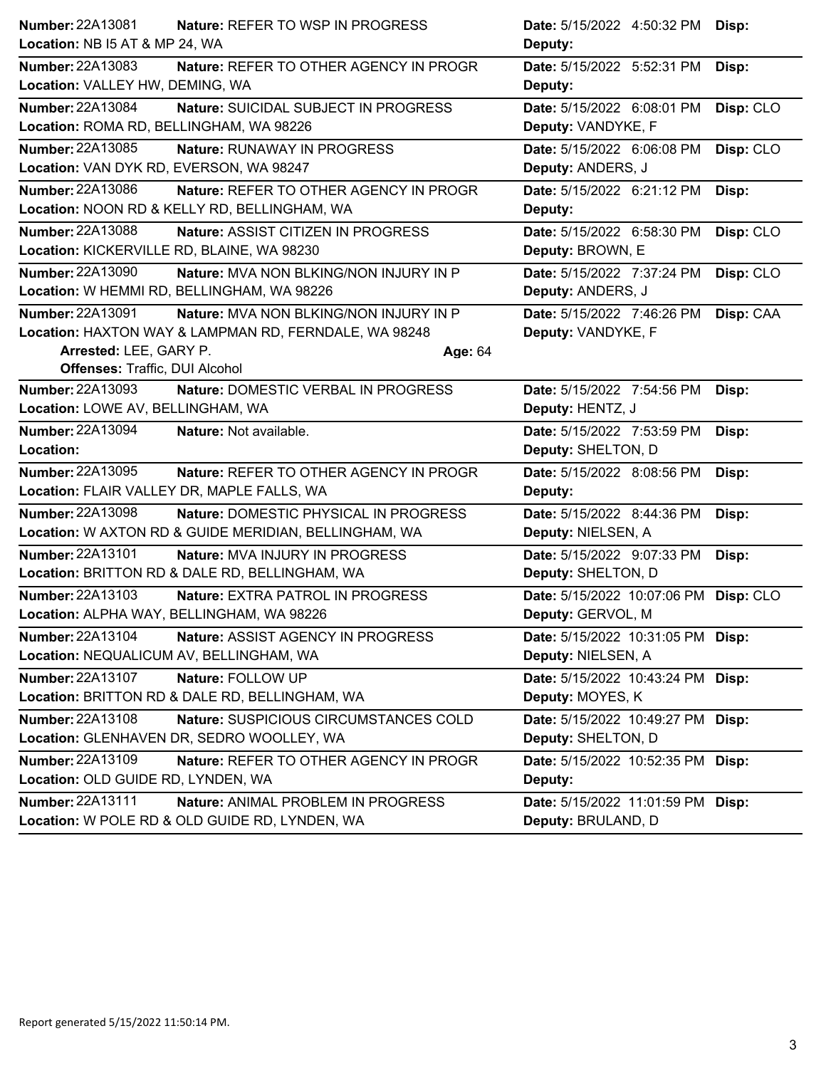**Number:** 22A13081 **Nature:** REFER TO WSP IN PROGRESS **Date:** 5/15/2022 4:50:32 PM **Disp:**
**Location:** NB I5 AT & MP 24, WA **Deputy:**

---

**Number:** 22A13083 **Nature:** REFER TO OTHER AGENCY IN PROGR **Date:** 5/15/2022 5:52:31 PM **Disp:**
**Location:** VALLEY HW, DEMING, WA **Deputy:**

---

**Number:** 22A13084 **Nature:** SUICIDAL SUBJECT IN PROGRESS **Date:** 5/15/2022 6:08:01 PM **Disp:** CLO
**Location:** ROMA RD, BELLINGHAM, WA 98226 **Deputy:** VANDYKE, F

---

**Number:** 22A13085 **Nature:** RUNAWAY IN PROGRESS **Date:** 5/15/2022 6:06:08 PM **Disp:** CLO
**Location:** VAN DYK RD, EVERSON, WA 98247 **Deputy:** ANDERS, J

---

**Number:** 22A13086 **Nature:** REFER TO OTHER AGENCY IN PROGR **Date:** 5/15/2022 6:21:12 PM **Disp:**
**Location:** NOON RD & KELLY RD, BELLINGHAM, WA **Deputy:**

---

**Number:** 22A13088 **Nature:** ASSIST CITIZEN IN PROGRESS **Date:** 5/15/2022 6:58:30 PM **Disp:** CLO
**Location:** KICKERVILLE RD, BLAINE, WA 98230 **Deputy:** BROWN, E

---

**Number:** 22A13090 **Nature:** MVA NON BLKING/NON INJURY IN P **Date:** 5/15/2022 7:37:24 PM **Disp:** CLO
**Location:** W HEMMI RD, BELLINGHAM, WA 98226 **Deputy:** ANDERS, J

---

**Number:** 22A13091 **Nature:** MVA NON BLKING/NON INJURY IN P **Date:** 5/15/2022 7:46:26 PM **Disp:** CAA
**Location:** HAXTON WAY & LAMPMAN RD, FERNDALE, WA 98248 **Deputy:** VANDYKE, F
**Arrested:** LEE, GARY P. **Age:** 64
**Offenses:** Traffic, DUI Alcohol

---

**Number:** 22A13093 **Nature:** DOMESTIC VERBAL IN PROGRESS **Date:** 5/15/2022 7:54:56 PM **Disp:**
**Location:** LOWE AV, BELLINGHAM, WA **Deputy:** HENTZ, J

---

**Number:** 22A13094 **Nature:** Not available. **Date:** 5/15/2022 7:53:59 PM **Disp:**
**Location:** **Deputy:** SHELTON, D

---

**Number:** 22A13095 **Nature:** REFER TO OTHER AGENCY IN PROGR **Date:** 5/15/2022 8:08:56 PM **Disp:**
**Location:** FLAIR VALLEY DR, MAPLE FALLS, WA **Deputy:**

---

**Number:** 22A13098 **Nature:** DOMESTIC PHYSICAL IN PROGRESS **Date:** 5/15/2022 8:44:36 PM **Disp:**
**Location:** W AXTON RD & GUIDE MERIDIAN, BELLINGHAM, WA **Deputy:** NIELSEN, A

---

**Number:** 22A13101 **Nature:** MVA INJURY IN PROGRESS **Date:** 5/15/2022 9:07:33 PM **Disp:**
**Location:** BRITTON RD & DALE RD, BELLINGHAM, WA **Deputy:** SHELTON, D

---

**Number:** 22A13103 **Nature:** EXTRA PATROL IN PROGRESS **Date:** 5/15/2022 10:07:06 PM **Disp:** CLO
**Location:** ALPHA WAY, BELLINGHAM, WA 98226 **Deputy:** GERVOL, M

---

**Number:** 22A13104 **Nature:** ASSIST AGENCY IN PROGRESS **Date:** 5/15/2022 10:31:05 PM **Disp:**
**Location:** NEQUALICUM AV, BELLINGHAM, WA **Deputy:** NIELSEN, A

---

**Number:** 22A13107 **Nature:** FOLLOW UP **Date:** 5/15/2022 10:43:24 PM **Disp:**
**Location:** BRITTON RD & DALE RD, BELLINGHAM, WA **Deputy:** MOYES, K

---

**Number:** 22A13108 **Nature:** SUSPICIOUS CIRCUMSTANCES COLD **Date:** 5/15/2022 10:49:27 PM **Disp:**
**Location:** GLENHAVEN DR, SEDRO WOOLLEY, WA **Deputy:** SHELTON, D

---

**Number:** 22A13109 **Nature:** REFER TO OTHER AGENCY IN PROGR **Date:** 5/15/2022 10:52:35 PM **Disp:**
**Location:** OLD GUIDE RD, LYNDEN, WA **Deputy:**

---

**Number:** 22A13111 **Nature:** ANIMAL PROBLEM IN PROGRESS **Date:** 5/15/2022 11:01:59 PM **Disp:**
**Location:** W POLE RD & OLD GUIDE RD, LYNDEN, WA **Deputy:** BRULAND, D

---

Report generated 5/15/2022 11:50:14 PM.